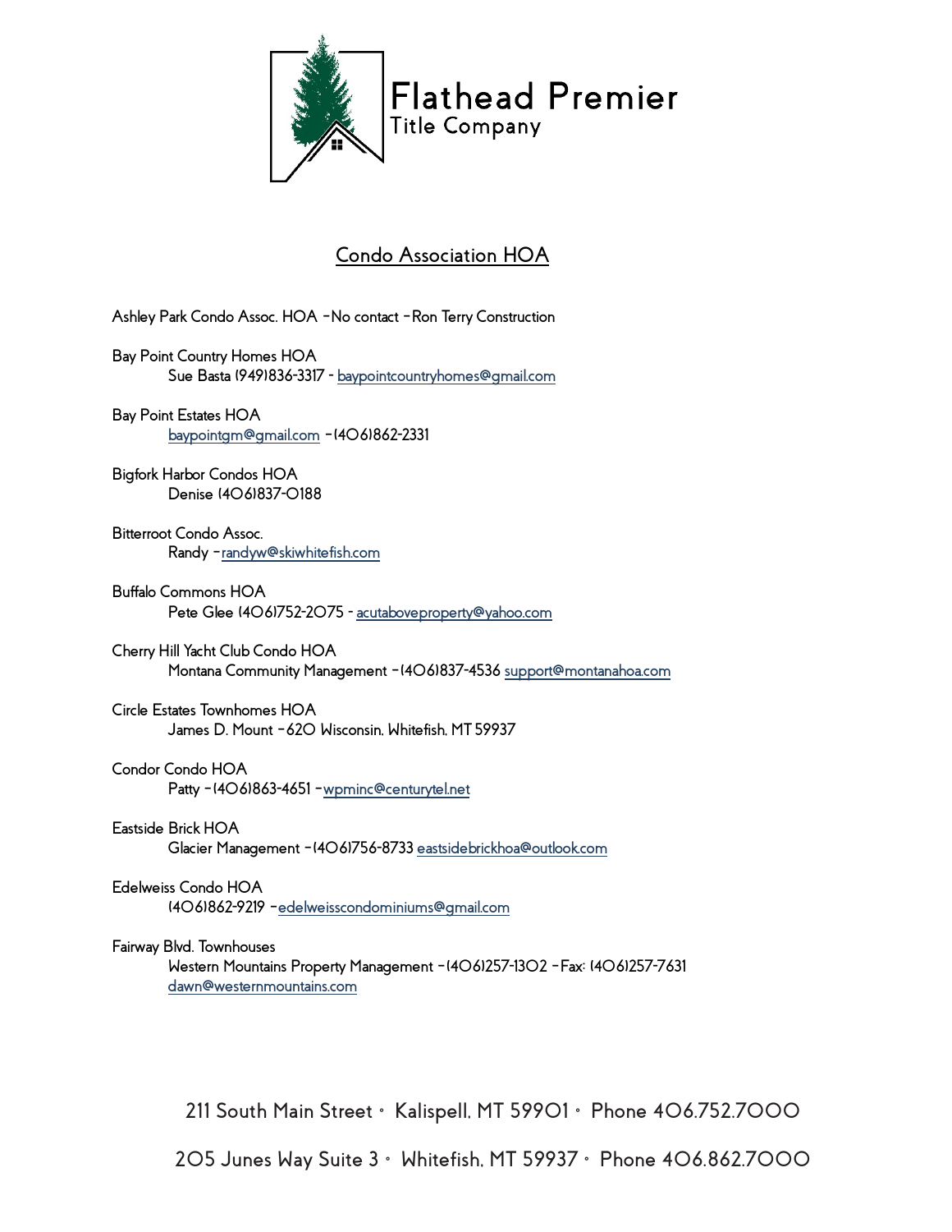# Flathead Premier Title Company

## Condo Association HOA

Ashley Park Condo Assoc. HOA – No contact – Ron Terry Construction

Bay Point Country Homes HOA
    Sue Basta (949)836-3317 - baypointcountryhomes@gmail.com

Bay Point Estates HOA
    baypointgm@gmail.com – (406)862-2331

Bigfork Harbor Condos HOA
    Denise (406)837-0188

Bitterroot Condo Assoc.
    Randy – randyw@skiwhitefish.com

Buffalo Commons HOA
    Pete Glee (406)752-2075 - acutaboveproperty@yahoo.com

Cherry Hill Yacht Club Condo HOA
    Montana Community Management – (406)837-4536 support@montanahoa.com

Circle Estates Townhomes HOA
    James D. Mount – 620 Wisconsin, Whitefish, MT 59937

Condor Condo HOA
    Patty – (406)863-4651 – wpminc@centurytel.net

Eastside Brick HOA
    Glacier Management – (406)756-8733 eastsidebrickhoa@outlook.com

Edelweiss Condo HOA
    (406)862-9219 – edelweisscondominiums@gmail.com

Fairway Blvd. Townhouses
    Western Mountains Property Management – (406)257-1302 – Fax: (406)257-7631
    dawn@westernmountains.com

211 South Main Street • Kalispell, MT 59901 • Phone 406.752.7000

205 Junes Way Suite 3 • Whitefish, MT 59937 • Phone 406.862.7000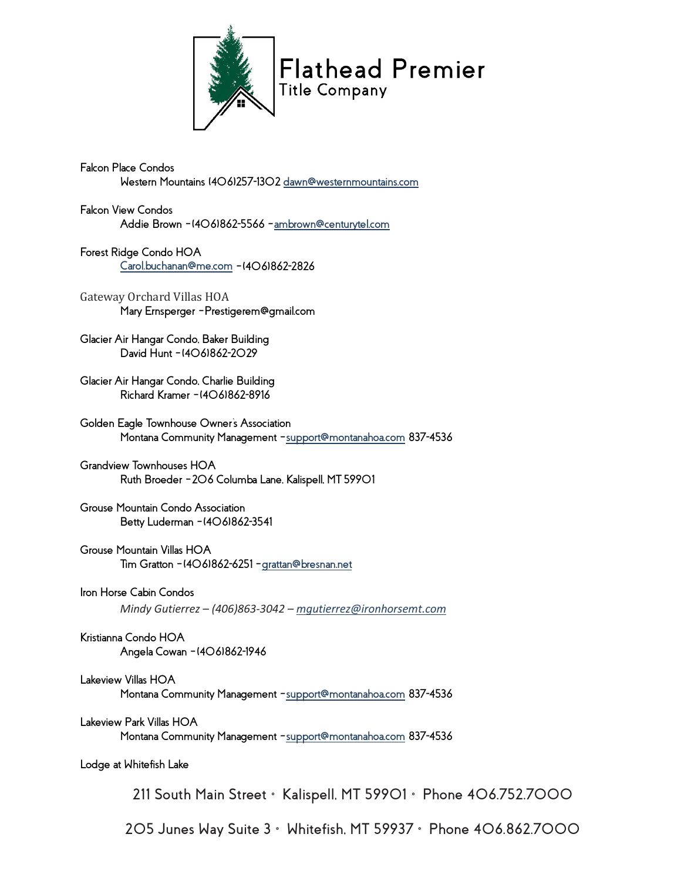Falcon Place Condos
Western Mountains (406)257-1302 dawn@westernmountains.com

Falcon View Condos
Addie Brown – (406)862-5566 – ambrown@centurytel.com

Forest Ridge Condo HOA
Carol.buchanan@me.com – (406)862-2826

Gateway Orchard Villas HOA
Mary Ernsperger – Prestigerem@gmail.com

Glacier Air Hangar Condo, Baker Building
David Hunt – (406)862-2029

Glacier Air Hangar Condo, Charlie Building
Richard Kramer – (406)862-8916

Golden Eagle Townhouse Owner's Association
Montana Community Management – support@montanahoa.com 837-4536

Grandview Townhouses HOA
Ruth Broeder – 206 Columba Lane, Kalispell, MT 59901

Grouse Mountain Condo Association
Betty Luderman – (406)862-3541

Grouse Mountain Villas HOA
Tim Gratton – (406)862-6251 – grattan@bresnan.net

Iron Horse Cabin Condos
*Mindy Gutierrez – (406)863-3042 – mgutierrez@ironhorsemt.com*

Kristianna Condo HOA
Angela Cowan – (406)862-1946

Lakeview Villas HOA
Montana Community Management – support@montanahoa.com 837-4536

Lakeview Park Villas HOA
Montana Community Management – support@montanahoa.com 837-4536

Lodge at Whitefish Lake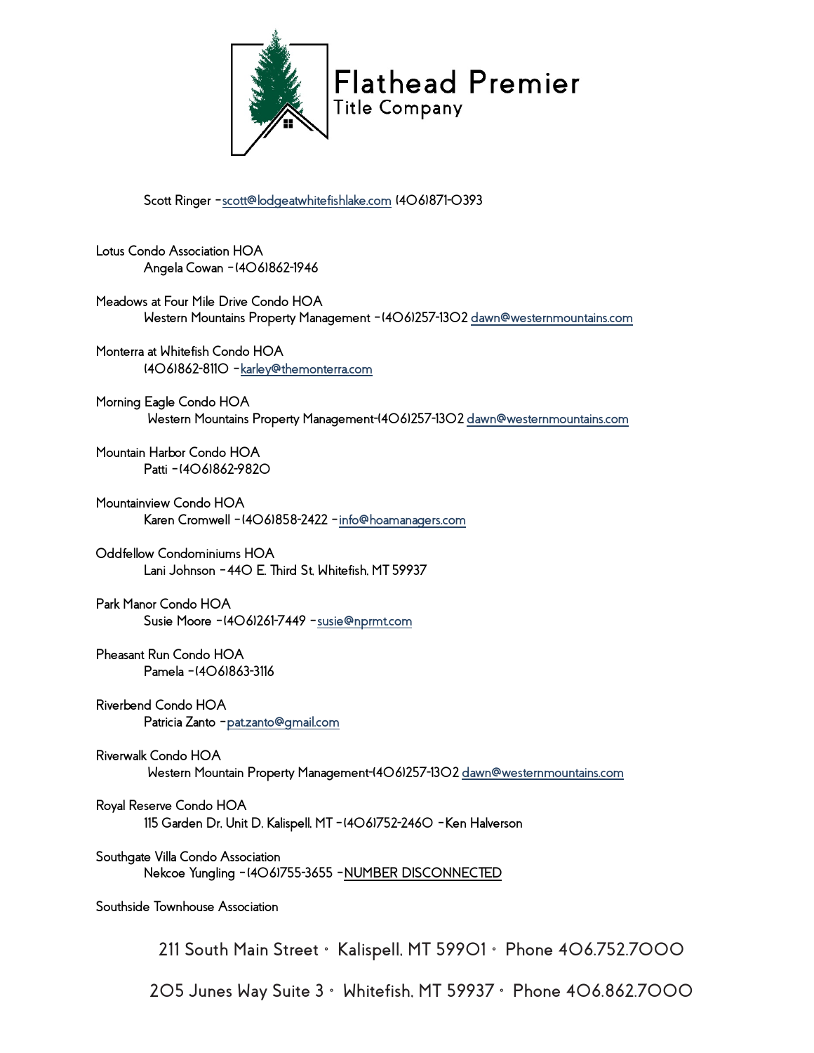Scott Ringer – scott@lodgeatwhitefishlake.com (406)871-0393

Lotus Condo Association HOA
Angela Cowan – (406)862-1946

Meadows at Four Mile Drive Condo HOA
Western Mountains Property Management – (406)257-1302 dawn@westernmountains.com

Monterra at Whitefish Condo HOA
(406)862-8110 – karley@themonterra.com

Morning Eagle Condo HOA
Western Mountains Property Management-(406)257-1302 dawn@westernmountains.com

Mountain Harbor Condo HOA
Patti – (406)862-9820

Mountainview Condo HOA
Karen Cromwell – (406)858-2422 – info@hoamanagers.com

Oddfellow Condominiums HOA
Lani Johnson – 440 E. Third St. Whitefish, MT 59937

Park Manor Condo HOA
Susie Moore – (406)261-7449 – susie@nprmt.com

Pheasant Run Condo HOA
Pamela – (406)863-3116

Riverbend Condo HOA
Patricia Zanto – pat.zanto@gmail.com

Riverwalk Condo HOA
Western Mountain Property Management-(406)257-1302 dawn@westernmountains.com

Royal Reserve Condo HOA
115 Garden Dr. Unit D. Kalispell, MT – (406)752-2460 – Ken Halverson

Southgate Villa Condo Association
Nekcoe Yungling – (406)755-3655 – NUMBER DISCONNECTED

Southside Townhouse Association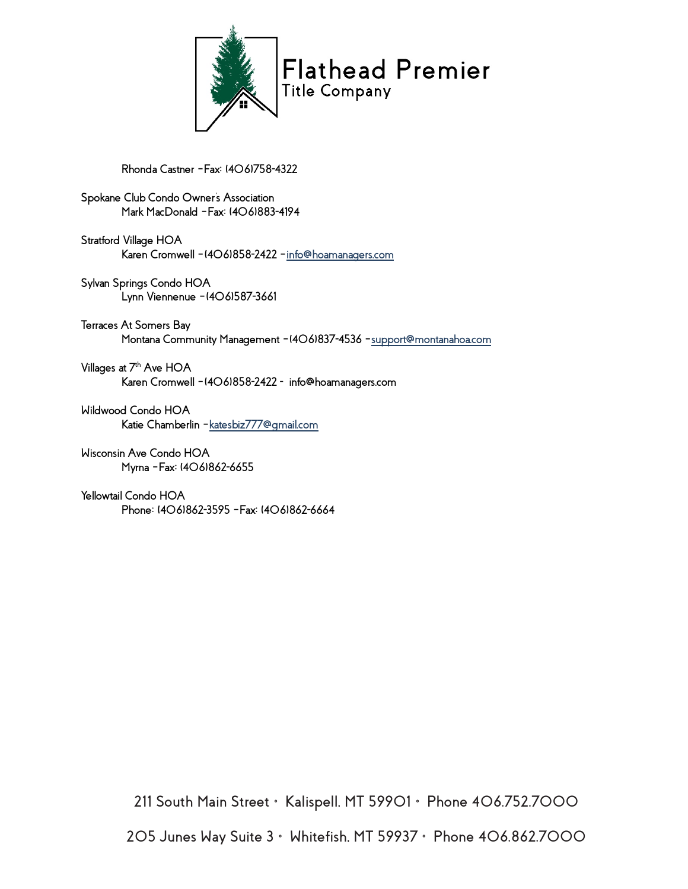Rhonda Castner – Fax: (406)758-4322

Spokane Club Condo Owner's Association
Mark MacDonald – Fax: (406)883-4194

Stratford Village HOA
Karen Cromwell – (406)858-2422 – info@hoamanagers.com

Sylvan Springs Condo HOA
Lynn Viennenue – (406)587-3661

Terraces At Somers Bay
Montana Community Management – (406)837-4536 – support@montanahoa.com

Villages at 7th Ave HOA
Karen Cromwell – (406)858-2422 - info@hoamanagers.com

Wildwood Condo HOA
Katie Chamberlin – katesbiz777@gmail.com

Wisconsin Ave Condo HOA
Myrna – Fax: (406)862-6655

Yellowtail Condo HOA
Phone: (406)862-3595 – Fax: (406)862-6664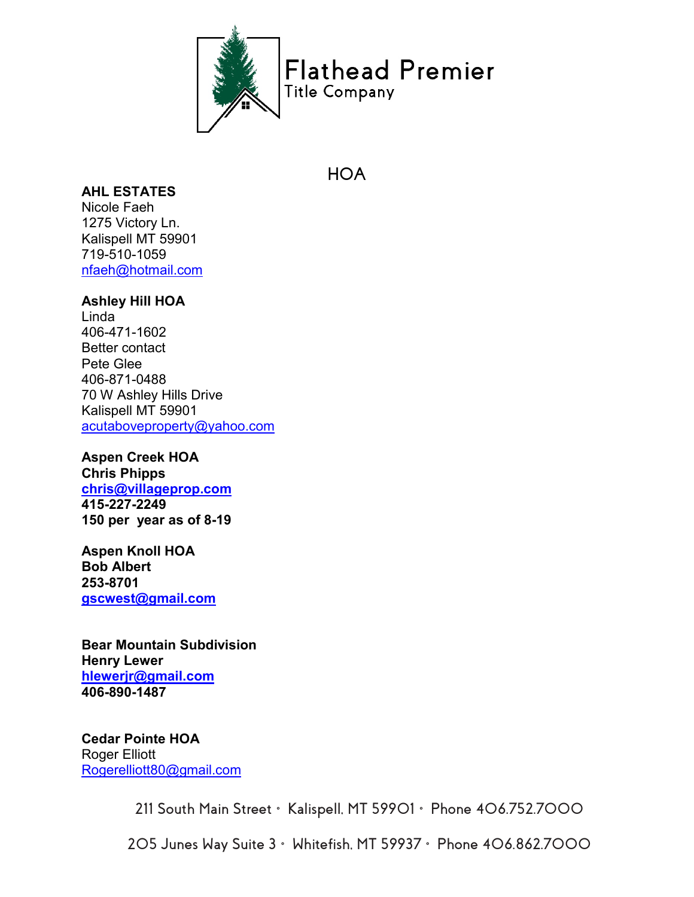Flathead Premier
Title Company

# HOA

**AHL ESTATES**
Nicole Faeh
1275 Victory Ln.
Kalispell MT 59901
719-510-1059
nfaeh@hotmail.com

**Ashley Hill HOA**
Linda
406-471-1602
Better contact
Pete Glee
406-871-0488
70 W Ashley Hills Drive
Kalispell MT 59901
acutaboveproperty@yahoo.com

**Aspen Creek HOA**
**Chris Phipps**
**chris@villageprop.com**
**415-227-2249**
**150 per year as of 8-19**

**Aspen Knoll HOA**
**Bob Albert**
**253-8701**
**gscwest@gmail.com**

**Bear Mountain Subdivision**
**Henry Lewer**
**hlewerjr@gmail.com**
**406-890-1487**

**Cedar Pointe HOA**
Roger Elliott
Rogerelliott80@gmail.com

211 South Main Street • Kalispell, MT 59901 • Phone 406.752.7000

205 Junes Way Suite 3 • Whitefish, MT 59937 • Phone 406.862.7000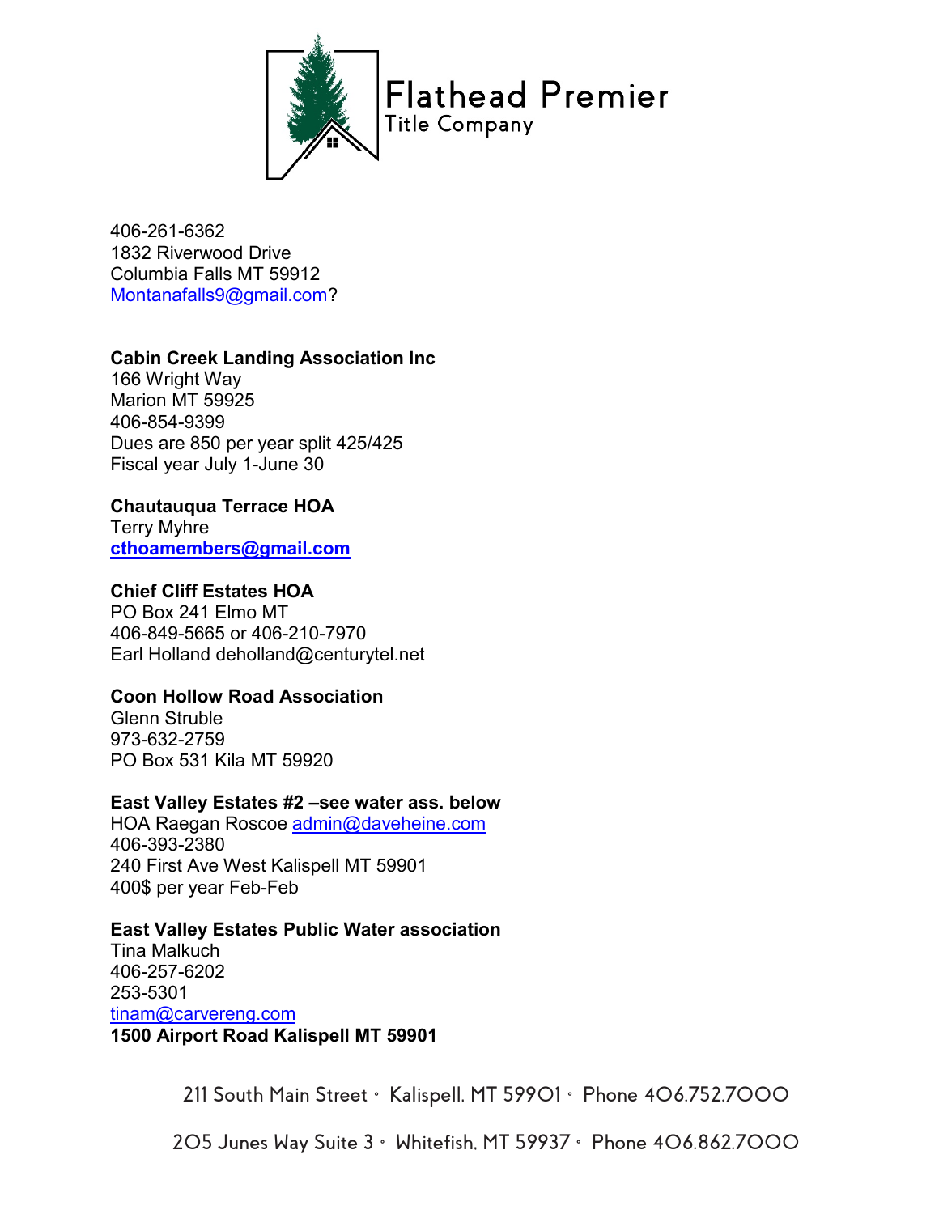406-261-6362
1832 Riverwood Drive
Columbia Falls MT 59912
Montanafalls9@gmail.com?

**Cabin Creek Landing Association Inc**
166 Wright Way
Marion MT 59925
406-854-9399
Dues are 850 per year split 425/425
Fiscal year July 1-June 30

**Chautauqua Terrace HOA**
Terry Myhre
**cthoamembers@gmail.com**

**Chief Cliff Estates HOA**
PO Box 241 Elmo MT
406-849-5665 or 406-210-7970
Earl Holland deholland@centurytel.net

**Coon Hollow Road Association**
Glenn Struble
973-632-2759
PO Box 531 Kila MT 59920

**East Valley Estates #2 –see water ass. below**
HOA Raegan Roscoe admin@daveheine.com
406-393-2380
240 First Ave West Kalispell MT 59901
400$ per year Feb-Feb

**East Valley Estates Public Water association**
Tina Malkuch
406-257-6202
253-5301
tinam@carvereng.com
**1500 Airport Road Kalispell MT 59901**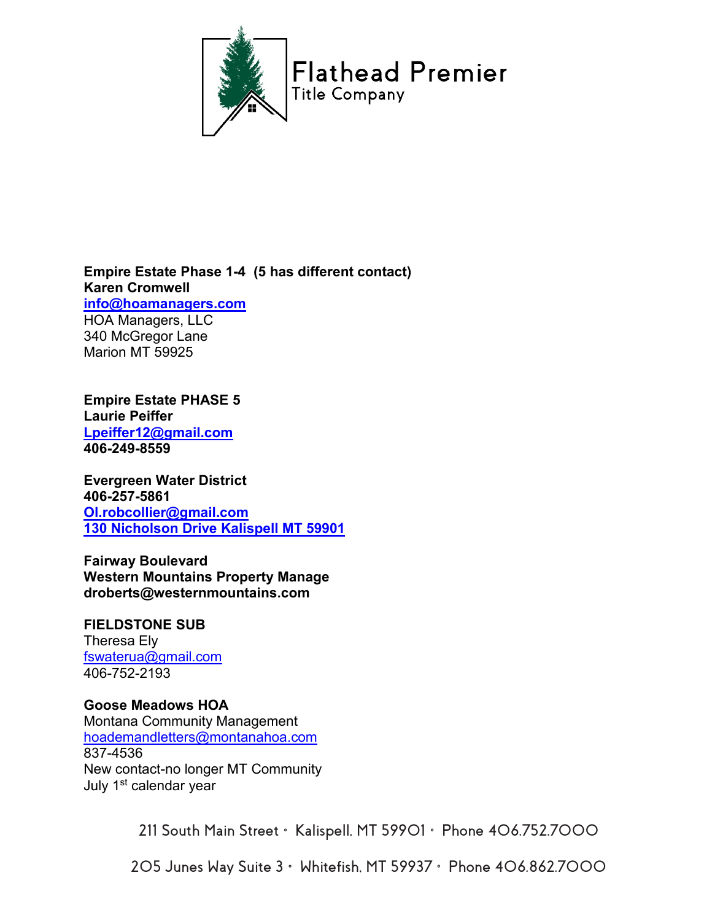**Empire Estate Phase 1-4 (5 has different contact)**
**Karen Cromwell**
**info@hoamanagers.com**
HOA Managers, LLC
340 McGregor Lane
Marion MT 59925

**Empire Estate PHASE 5**
**Laurie Peiffer**
**Lpeiffer12@gmail.com**
**406-249-8559**

**Evergreen Water District**
**406-257-5861**
**Ol.robcollier@gmail.com**
**130 Nicholson Drive Kalispell MT 59901**

**Fairway Boulevard**
**Western Mountains Property Manage**
**droberts@westernmountains.com**

**FIELDSTONE SUB**
Theresa Ely
fswaterua@gmail.com
406-752-2193

**Goose Meadows HOA**
Montana Community Management
hoademandletters@montanahoa.com
837-4536
New contact-no longer MT Community
July 1st calendar year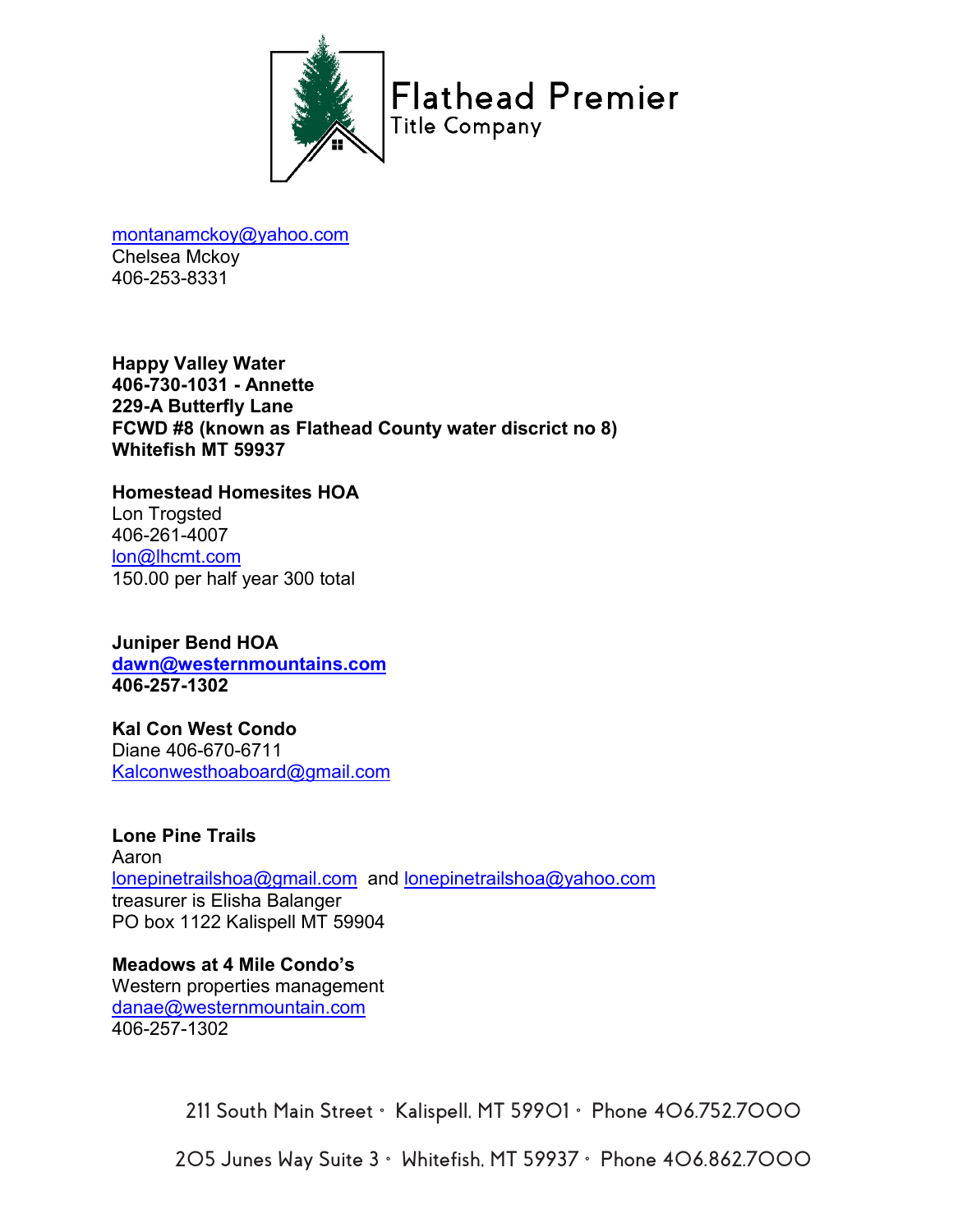montanamckoy@yahoo.com
Chelsea Mckoy
406-253-8331

**Happy Valley Water**
**406-730-1031 - Annette**
**229-A Butterfly Lane**
**FCWD #8 (known as Flathead County water discrict no 8)**
**Whitefish MT 59937**

**Homestead Homesites HOA**
Lon Trogsted
406-261-4007
lon@lhcmt.com
150.00 per half year 300 total

**Juniper Bend HOA**
**dawn@westernmountains.com**
**406-257-1302**

**Kal Con West Condo**
Diane 406-670-6711
Kalconwesthoaboard@gmail.com

**Lone Pine Trails**
Aaron
lonepinetrailshoa@gmail.com and lonepinetrailshoa@yahoo.com
treasurer is Elisha Balanger
PO box 1122 Kalispell MT 59904

**Meadows at 4 Mile Condo's**
Western properties management
danae@westernmountain.com
406-257-1302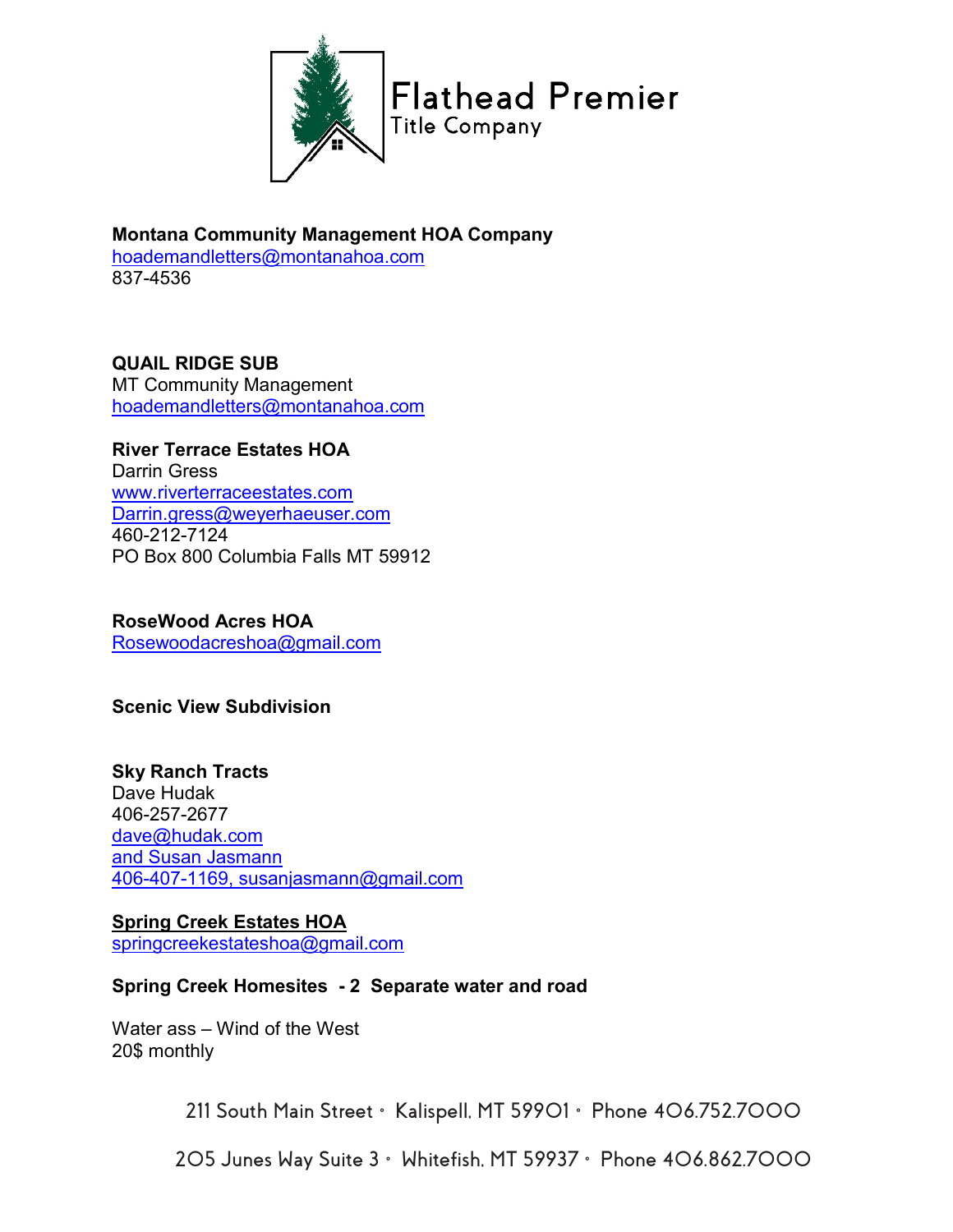Flathead Premier
Title Company

**Montana Community Management HOA Company**
hoademandletters@montanahoa.com
837-4536

**QUAIL RIDGE SUB**
MT Community Management
hoademandletters@montanahoa.com

**River Terrace Estates HOA**
Darrin Gress
www.riverterraceestates.com
Darrin.gress@weyerhaeuser.com
460-212-7124
PO Box 800 Columbia Falls MT 59912

**RoseWood Acres HOA**
Rosewoodacreshoa@gmail.com

**Scenic View Subdivision**

**Sky Ranch Tracts**
Dave Hudak
406-257-2677
dave@hudak.com
and Susan Jasmann
406-407-1169, susanjasmann@gmail.com

**Spring Creek Estates HOA**
springcreekestateshoa@gmail.com

**Spring Creek Homesites - 2 Separate water and road**

Water ass – Wind of the West
20$ monthly

211 South Main Street • Kalispell, MT 59901 • Phone 406.752.7000

205 Junes Way Suite 3 • Whitefish, MT 59937 • Phone 406.862.7000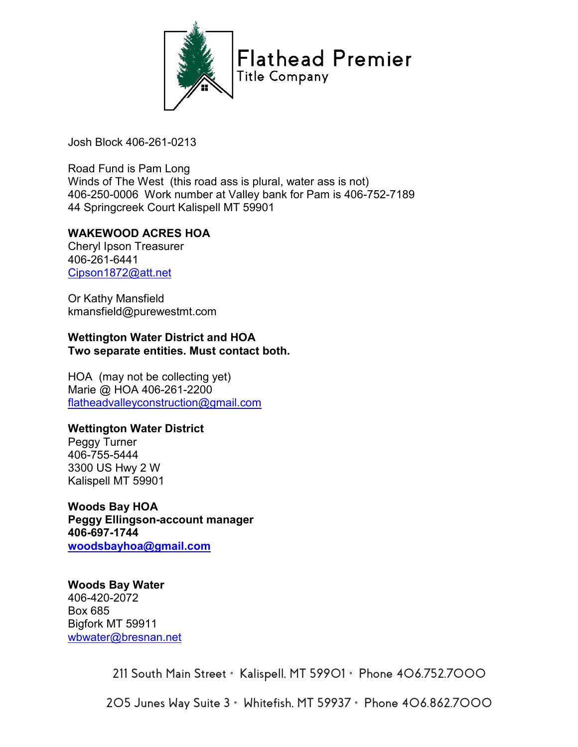Josh Block 406-261-0213

Road Fund is Pam Long
Winds of The West (this road ass is plural, water ass is not)
406-250-0006 Work number at Valley bank for Pam is 406-752-7189
44 Springcreek Court Kalispell MT 59901

**WAKEWOOD ACRES HOA**
Cheryl Ipson Treasurer
406-261-6441
Cipson1872@att.net

Or Kathy Mansfield
kmansfield@purewestmt.com

**Wettington Water District and HOA**
**Two separate entities. Must contact both.**

HOA (may not be collecting yet)
Marie @ HOA 406-261-2200
flatheadvalleyconstruction@gmail.com

**Wettington Water District**
Peggy Turner
406-755-5444
3300 US Hwy 2 W
Kalispell MT 59901

**Woods Bay HOA**
**Peggy Ellingson-account manager**
**406-697-1744**
**woodsbayhoa@gmail.com**

**Woods Bay Water**
406-420-2072
Box 685
Bigfork MT 59911
wbwater@bresnan.net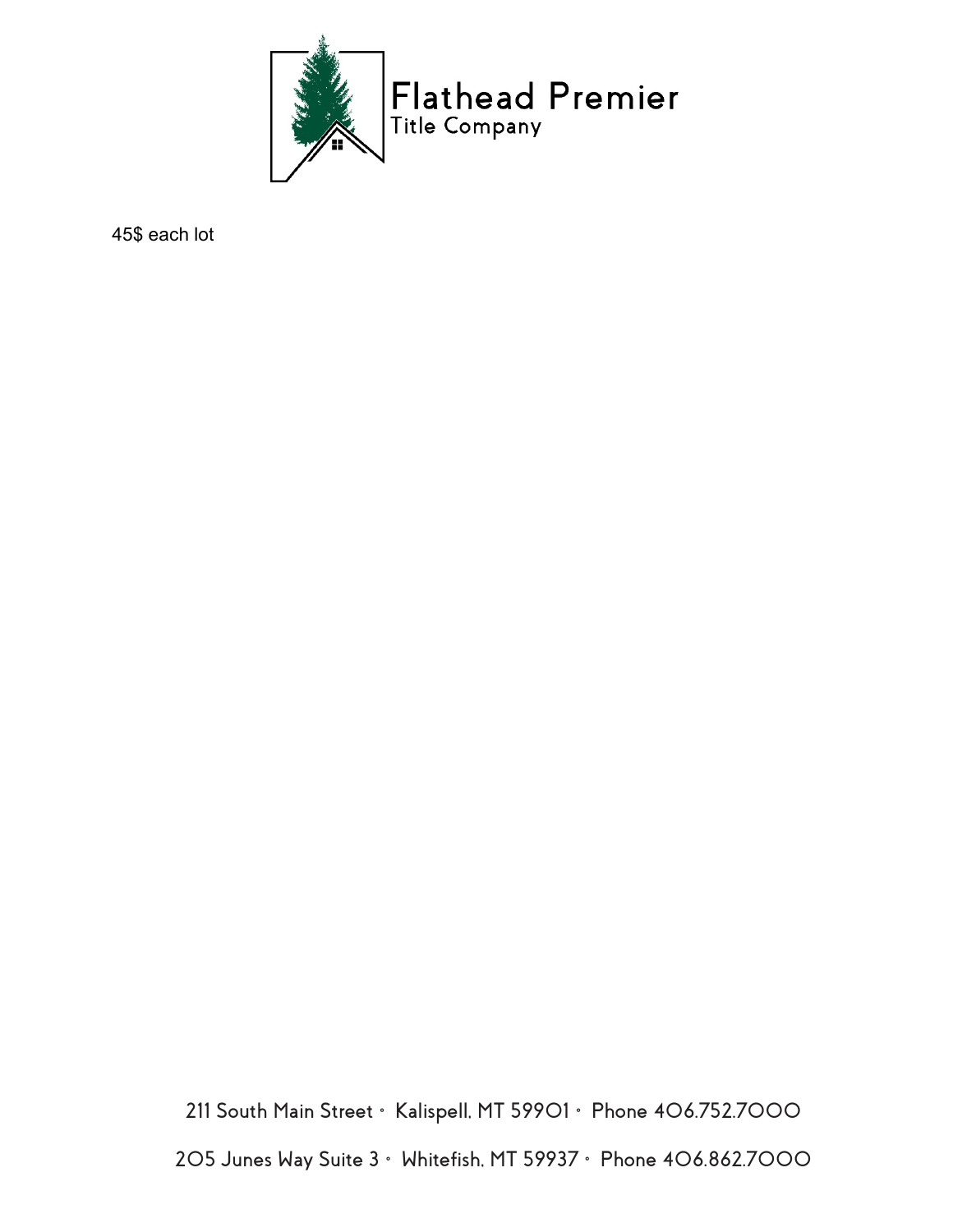Flathead Premier
Title Company

45$ each lot

211 South Main Street • Kalispell, MT 59901 • Phone 406.752.7000

205 Junes Way Suite 3 • Whitefish, MT 59937 • Phone 406.862.7000